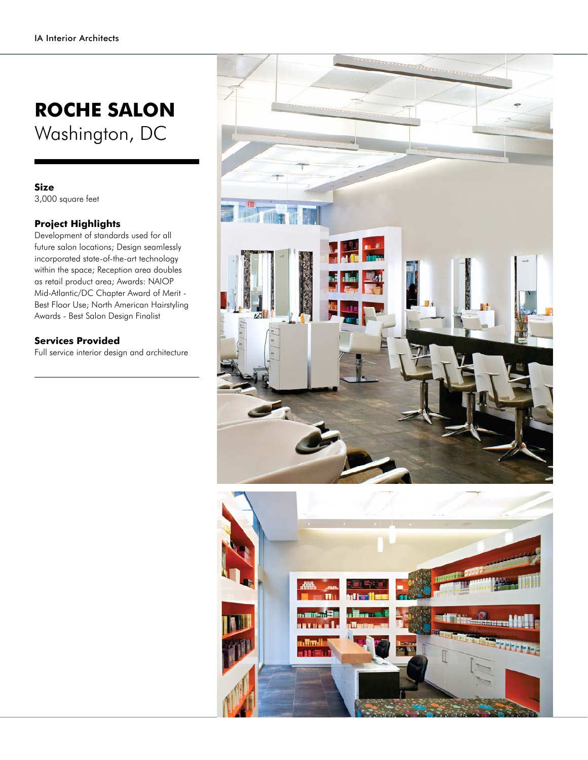# ROCHE SALON
Washington, DC

**Size**
3,000 square feet

**Project Highlights**
Development of standards used for all future salon locations; Design seamlessly incorporated state-of-the-art technology within the space; Reception area doubles as retail product area; Awards: NAIOP Mid-Atlantic/DC Chapter Award of Merit - Best Floor Use; North American Hairstyling Awards - Best Salon Design Finalist

**Services Provided**
Full service interior design and architecture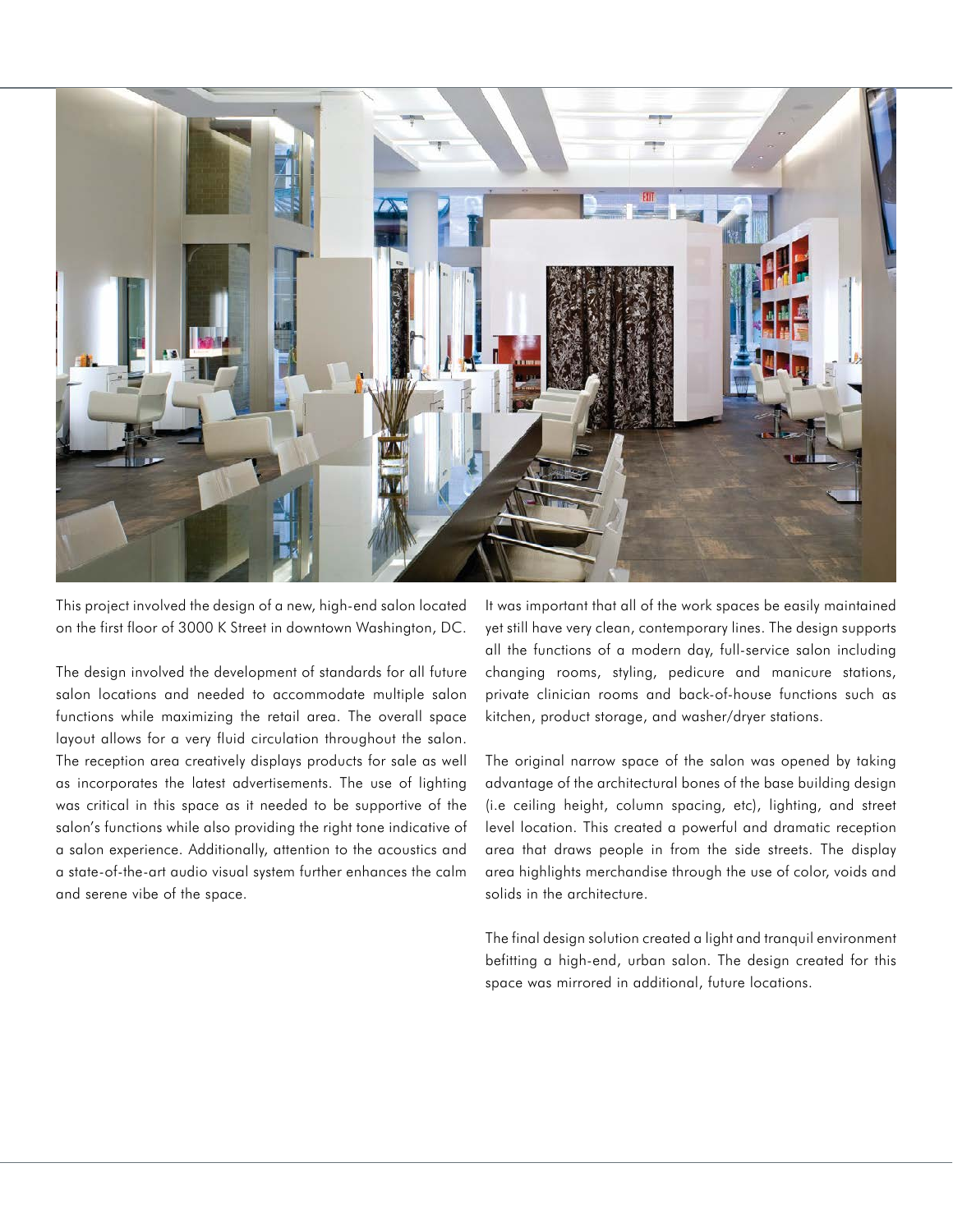This project involved the design of a new, high-end salon located on the first floor of 3000 K Street in downtown Washington, DC.

The design involved the development of standards for all future salon locations and needed to accommodate multiple salon functions while maximizing the retail area. The overall space layout allows for a very fluid circulation throughout the salon. The reception area creatively displays products for sale as well as incorporates the latest advertisements. The use of lighting was critical in this space as it needed to be supportive of the salon's functions while also providing the right tone indicative of a salon experience. Additionally, attention to the acoustics and a state-of-the-art audio visual system further enhances the calm and serene vibe of the space.

It was important that all of the work spaces be easily maintained yet still have very clean, contemporary lines. The design supports all the functions of a modern day, full-service salon including changing rooms, styling, pedicure and manicure stations, private clinician rooms and back-of-house functions such as kitchen, product storage, and washer/dryer stations.

The original narrow space of the salon was opened by taking advantage of the architectural bones of the base building design (i.e ceiling height, column spacing, etc), lighting, and street level location. This created a powerful and dramatic reception area that draws people in from the side streets. The display area highlights merchandise through the use of color, voids and solids in the architecture.

The final design solution created a light and tranquil environment befitting a high-end, urban salon. The design created for this space was mirrored in additional, future locations.